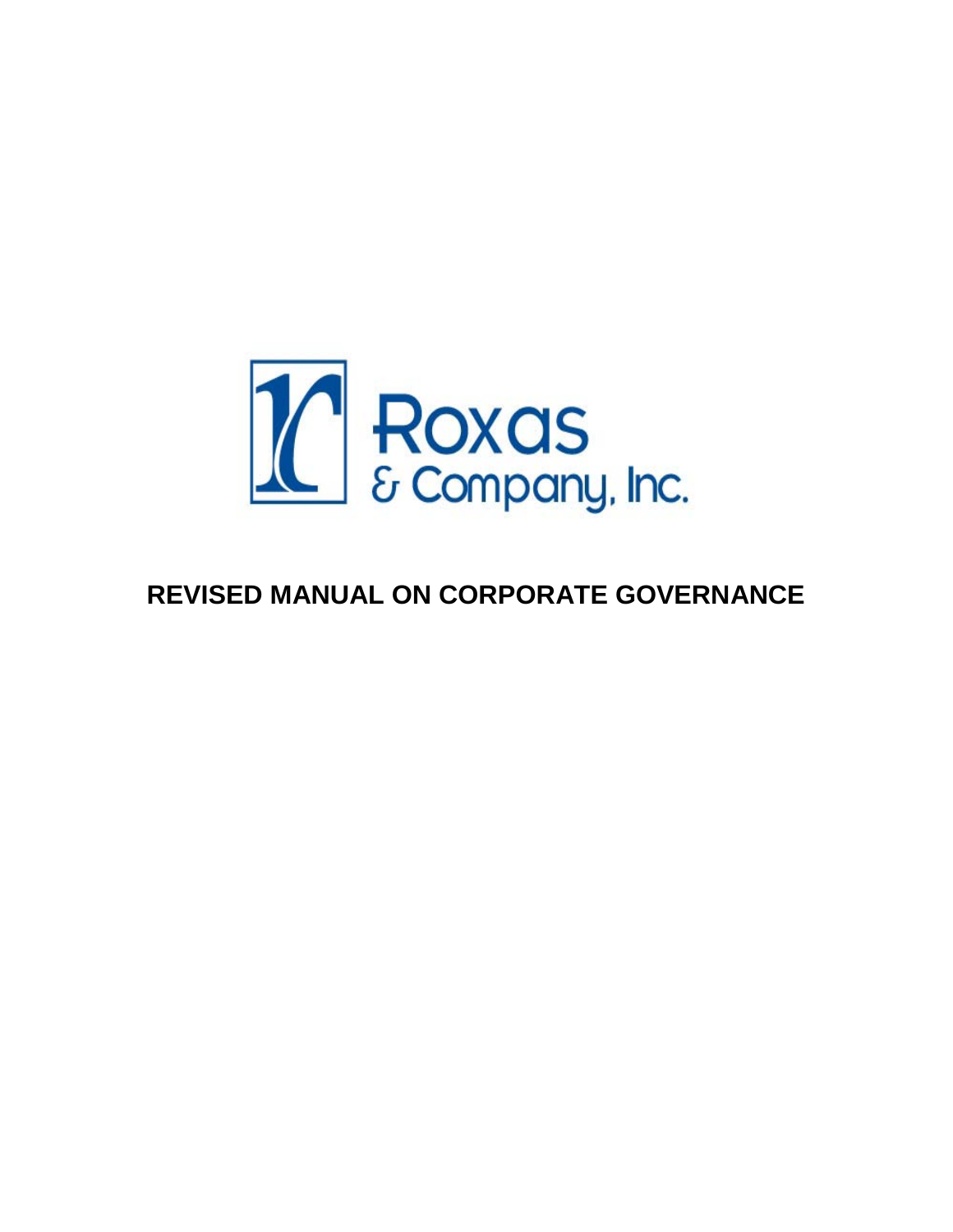Roxas & Company, Inc.

# REVISED MANUAL ON CORPORATE GOVERNANCE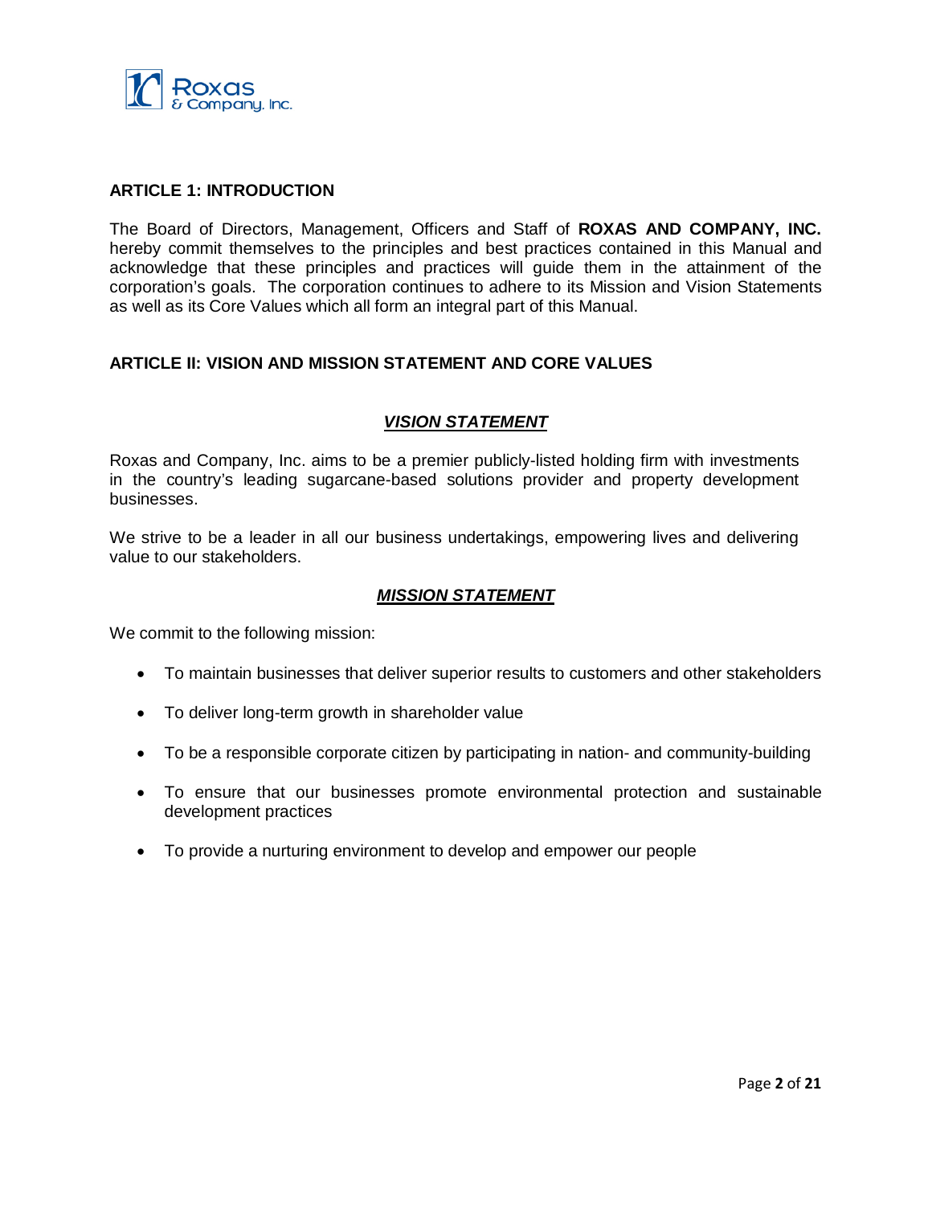## ARTICLE 1: INTRODUCTION

The Board of Directors, Management, Officers and Staff of **ROXAS AND COMPANY, INC.** hereby commit themselves to the principles and best practices contained in this Manual and acknowledge that these principles and practices will guide them in the attainment of the corporation's goals. The corporation continues to adhere to its Mission and Vision Statements as well as its Core Values which all form an integral part of this Manual.

## ARTICLE II: VISION AND MISSION STATEMENT AND CORE VALUES

### ***VISION STATEMENT***

Roxas and Company, Inc. aims to be a premier publicly-listed holding firm with investments in the country's leading sugarcane-based solutions provider and property development businesses.

We strive to be a leader in all our business undertakings, empowering lives and delivering value to our stakeholders.

### ***MISSION STATEMENT***

We commit to the following mission:

- To maintain businesses that deliver superior results to customers and other stakeholders
- To deliver long-term growth in shareholder value
- To be a responsible corporate citizen by participating in nation- and community-building
- To ensure that our businesses promote environmental protection and sustainable development practices
- To provide a nurturing environment to develop and empower our people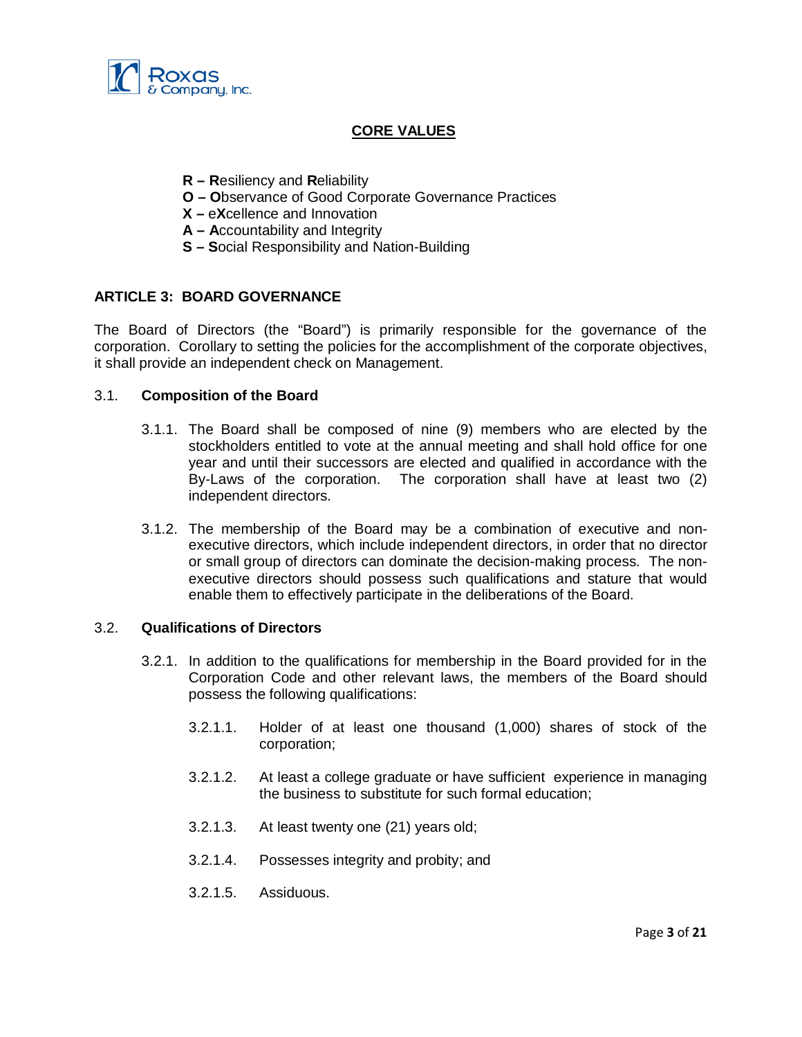## CORE VALUES

**R – R**esiliency and **R**eliability
**O – O**bservance of Good Corporate Governance Practices
**X –** e**X**cellence and Innovation
**A – A**ccountability and Integrity
**S – S**ocial Responsibility and Nation-Building

## ARTICLE 3: BOARD GOVERNANCE

The Board of Directors (the "Board") is primarily responsible for the governance of the corporation. Corollary to setting the policies for the accomplishment of the corporate objectives, it shall provide an independent check on Management.

### 3.1. Composition of the Board

3.1.1. The Board shall be composed of nine (9) members who are elected by the stockholders entitled to vote at the annual meeting and shall hold office for one year and until their successors are elected and qualified in accordance with the By-Laws of the corporation. The corporation shall have at least two (2) independent directors.

3.1.2. The membership of the Board may be a combination of executive and non-executive directors, which include independent directors, in order that no director or small group of directors can dominate the decision-making process. The non-executive directors should possess such qualifications and stature that would enable them to effectively participate in the deliberations of the Board.

### 3.2. Qualifications of Directors

3.2.1. In addition to the qualifications for membership in the Board provided for in the Corporation Code and other relevant laws, the members of the Board should possess the following qualifications:

3.2.1.1. Holder of at least one thousand (1,000) shares of stock of the corporation;

3.2.1.2. At least a college graduate or have sufficient experience in managing the business to substitute for such formal education;

3.2.1.3. At least twenty one (21) years old;

3.2.1.4. Possesses integrity and probity; and

3.2.1.5. Assiduous.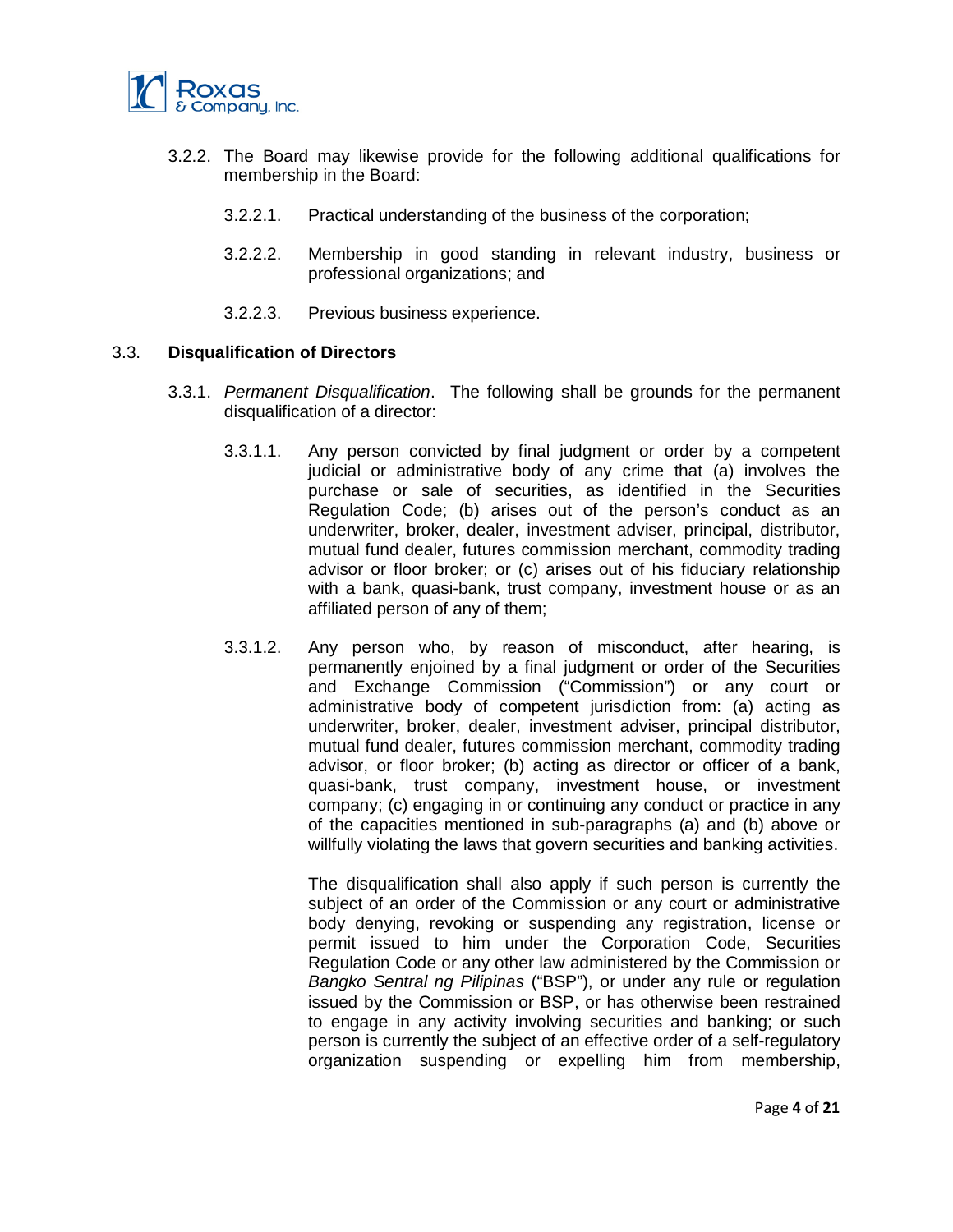3.2.2. The Board may likewise provide for the following additional qualifications for membership in the Board:

3.2.2.1. Practical understanding of the business of the corporation;

3.2.2.2. Membership in good standing in relevant industry, business or professional organizations; and

3.2.2.3. Previous business experience.

### 3.3. Disqualification of Directors

3.3.1. *Permanent Disqualification*. The following shall be grounds for the permanent disqualification of a director:

3.3.1.1. Any person convicted by final judgment or order by a competent judicial or administrative body of any crime that (a) involves the purchase or sale of securities, as identified in the Securities Regulation Code; (b) arises out of the person's conduct as an underwriter, broker, dealer, investment adviser, principal, distributor, mutual fund dealer, futures commission merchant, commodity trading advisor or floor broker; or (c) arises out of his fiduciary relationship with a bank, quasi-bank, trust company, investment house or as an affiliated person of any of them;

3.3.1.2. Any person who, by reason of misconduct, after hearing, is permanently enjoined by a final judgment or order of the Securities and Exchange Commission ("Commission") or any court or administrative body of competent jurisdiction from: (a) acting as underwriter, broker, dealer, investment adviser, principal distributor, mutual fund dealer, futures commission merchant, commodity trading advisor, or floor broker; (b) acting as director or officer of a bank, quasi-bank, trust company, investment house, or investment company; (c) engaging in or continuing any conduct or practice in any of the capacities mentioned in sub-paragraphs (a) and (b) above or willfully violating the laws that govern securities and banking activities.

The disqualification shall also apply if such person is currently the subject of an order of the Commission or any court or administrative body denying, revoking or suspending any registration, license or permit issued to him under the Corporation Code, Securities Regulation Code or any other law administered by the Commission or *Bangko Sentral ng Pilipinas* ("BSP"), or under any rule or regulation issued by the Commission or BSP, or has otherwise been restrained to engage in any activity involving securities and banking; or such person is currently the subject of an effective order of a self-regulatory organization suspending or expelling him from membership,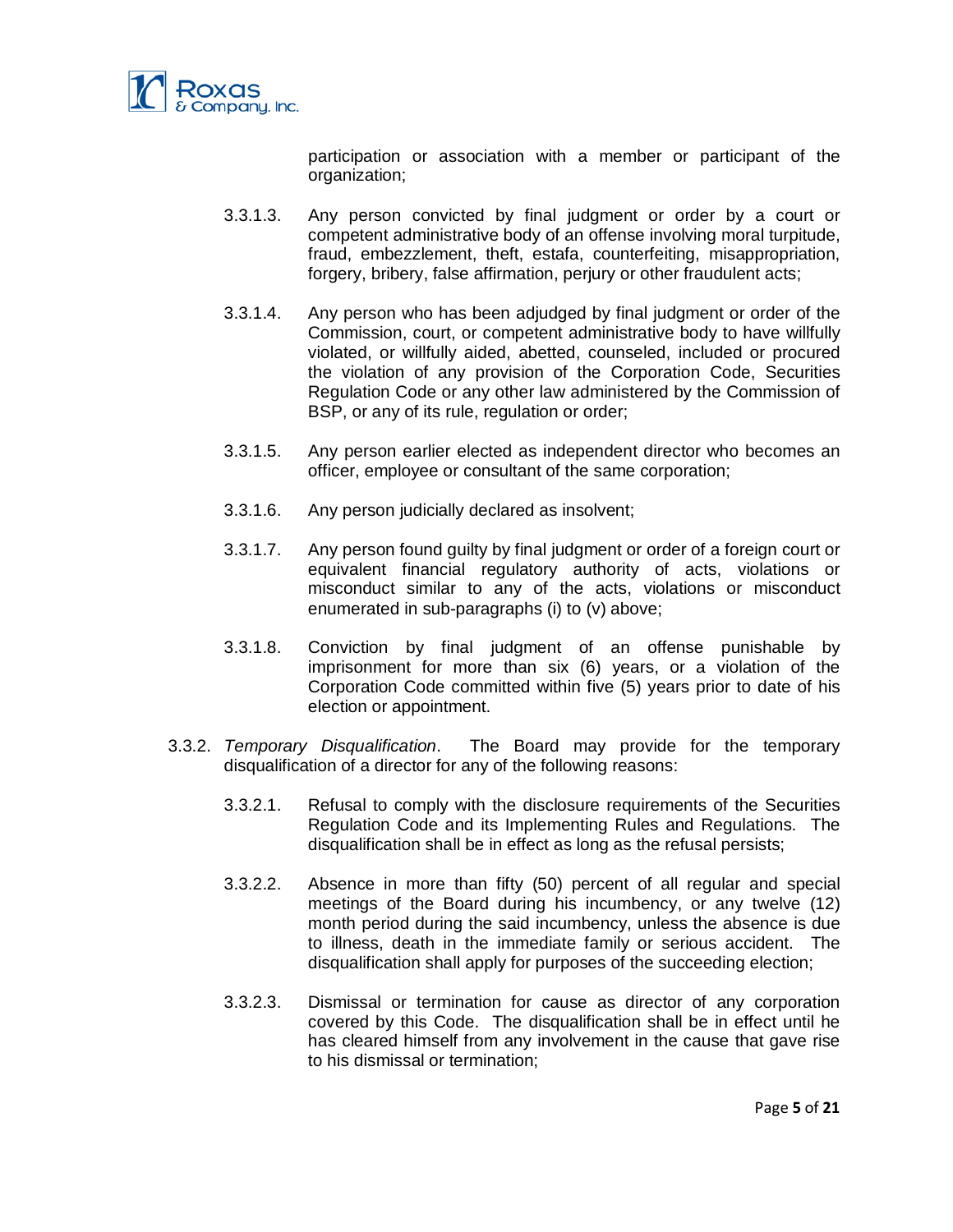participation or association with a member or participant of the organization;

3.3.1.3. Any person convicted by final judgment or order by a court or competent administrative body of an offense involving moral turpitude, fraud, embezzlement, theft, estafa, counterfeiting, misappropriation, forgery, bribery, false affirmation, perjury or other fraudulent acts;

3.3.1.4. Any person who has been adjudged by final judgment or order of the Commission, court, or competent administrative body to have willfully violated, or willfully aided, abetted, counseled, included or procured the violation of any provision of the Corporation Code, Securities Regulation Code or any other law administered by the Commission of BSP, or any of its rule, regulation or order;

3.3.1.5. Any person earlier elected as independent director who becomes an officer, employee or consultant of the same corporation;

3.3.1.6. Any person judicially declared as insolvent;

3.3.1.7. Any person found guilty by final judgment or order of a foreign court or equivalent financial regulatory authority of acts, violations or misconduct similar to any of the acts, violations or misconduct enumerated in sub-paragraphs (i) to (v) above;

3.3.1.8. Conviction by final judgment of an offense punishable by imprisonment for more than six (6) years, or a violation of the Corporation Code committed within five (5) years prior to date of his election or appointment.

3.3.2. *Temporary Disqualification*. The Board may provide for the temporary disqualification of a director for any of the following reasons:

3.3.2.1. Refusal to comply with the disclosure requirements of the Securities Regulation Code and its Implementing Rules and Regulations. The disqualification shall be in effect as long as the refusal persists;

3.3.2.2. Absence in more than fifty (50) percent of all regular and special meetings of the Board during his incumbency, or any twelve (12) month period during the said incumbency, unless the absence is due to illness, death in the immediate family or serious accident. The disqualification shall apply for purposes of the succeeding election;

3.3.2.3. Dismissal or termination for cause as director of any corporation covered by this Code. The disqualification shall be in effect until he has cleared himself from any involvement in the cause that gave rise to his dismissal or termination;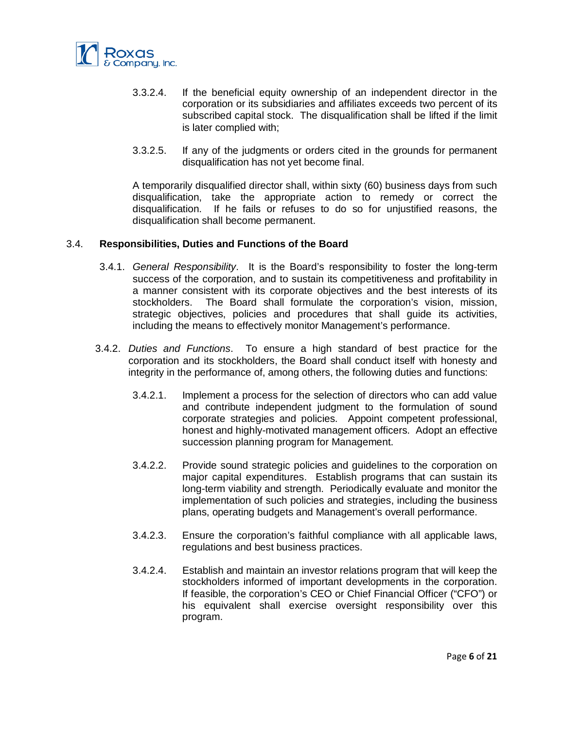3.3.2.4. If the beneficial equity ownership of an independent director in the corporation or its subsidiaries and affiliates exceeds two percent of its subscribed capital stock. The disqualification shall be lifted if the limit is later complied with;

3.3.2.5. If any of the judgments or orders cited in the grounds for permanent disqualification has not yet become final.

A temporarily disqualified director shall, within sixty (60) business days from such disqualification, take the appropriate action to remedy or correct the disqualification. If he fails or refuses to do so for unjustified reasons, the disqualification shall become permanent.

### 3.4. Responsibilities, Duties and Functions of the Board

3.4.1. *General Responsibility*. It is the Board's responsibility to foster the long-term success of the corporation, and to sustain its competitiveness and profitability in a manner consistent with its corporate objectives and the best interests of its stockholders. The Board shall formulate the corporation's vision, mission, strategic objectives, policies and procedures that shall guide its activities, including the means to effectively monitor Management's performance.

3.4.2. *Duties and Functions*. To ensure a high standard of best practice for the corporation and its stockholders, the Board shall conduct itself with honesty and integrity in the performance of, among others, the following duties and functions:

3.4.2.1. Implement a process for the selection of directors who can add value and contribute independent judgment to the formulation of sound corporate strategies and policies. Appoint competent professional, honest and highly-motivated management officers. Adopt an effective succession planning program for Management.

3.4.2.2. Provide sound strategic policies and guidelines to the corporation on major capital expenditures. Establish programs that can sustain its long-term viability and strength. Periodically evaluate and monitor the implementation of such policies and strategies, including the business plans, operating budgets and Management's overall performance.

3.4.2.3. Ensure the corporation's faithful compliance with all applicable laws, regulations and best business practices.

3.4.2.4. Establish and maintain an investor relations program that will keep the stockholders informed of important developments in the corporation. If feasible, the corporation's CEO or Chief Financial Officer ("CFO") or his equivalent shall exercise oversight responsibility over this program.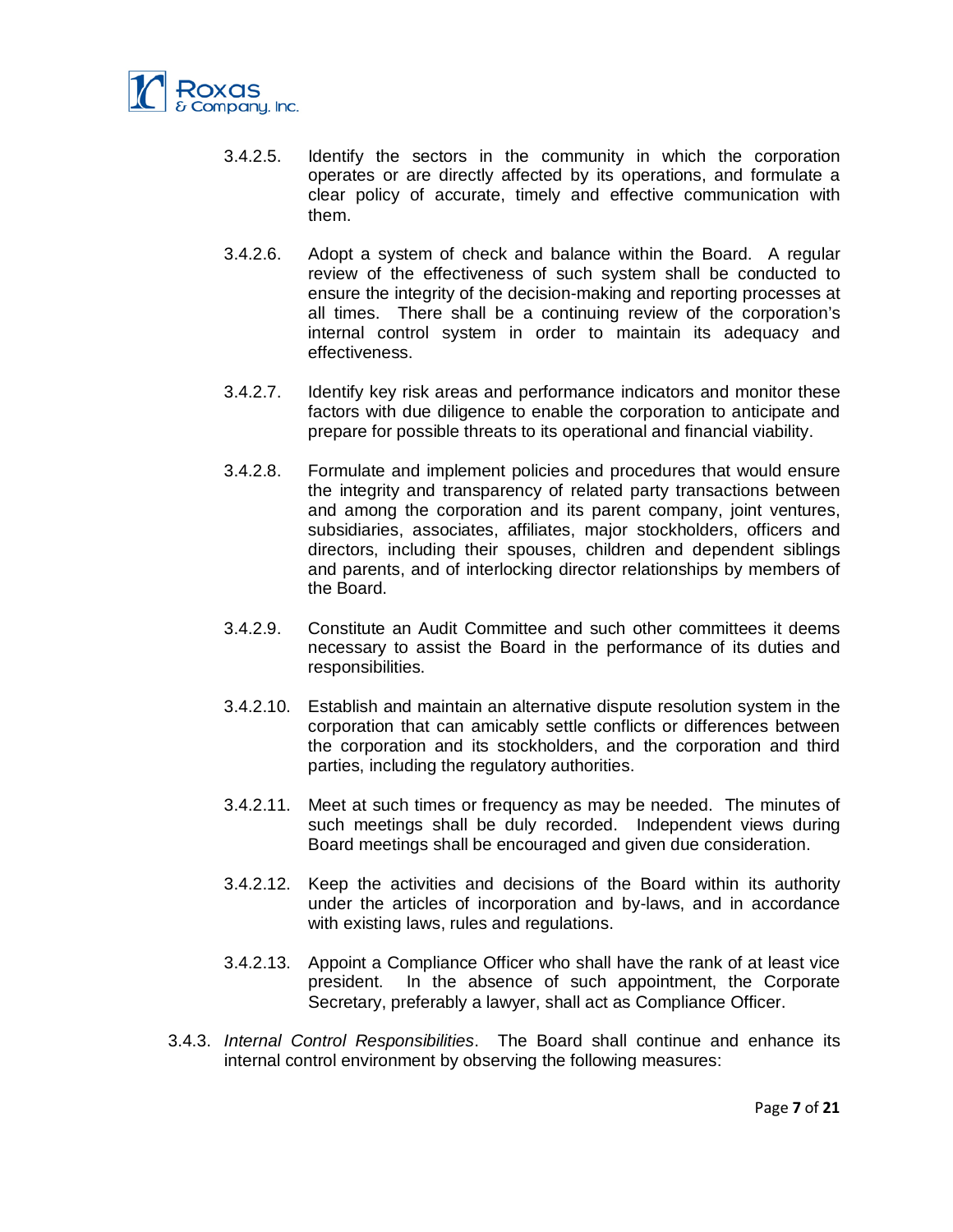3.4.2.5. Identify the sectors in the community in which the corporation operates or are directly affected by its operations, and formulate a clear policy of accurate, timely and effective communication with them.

3.4.2.6. Adopt a system of check and balance within the Board. A regular review of the effectiveness of such system shall be conducted to ensure the integrity of the decision-making and reporting processes at all times. There shall be a continuing review of the corporation's internal control system in order to maintain its adequacy and effectiveness.

3.4.2.7. Identify key risk areas and performance indicators and monitor these factors with due diligence to enable the corporation to anticipate and prepare for possible threats to its operational and financial viability.

3.4.2.8. Formulate and implement policies and procedures that would ensure the integrity and transparency of related party transactions between and among the corporation and its parent company, joint ventures, subsidiaries, associates, affiliates, major stockholders, officers and directors, including their spouses, children and dependent siblings and parents, and of interlocking director relationships by members of the Board.

3.4.2.9. Constitute an Audit Committee and such other committees it deems necessary to assist the Board in the performance of its duties and responsibilities.

3.4.2.10. Establish and maintain an alternative dispute resolution system in the corporation that can amicably settle conflicts or differences between the corporation and its stockholders, and the corporation and third parties, including the regulatory authorities.

3.4.2.11. Meet at such times or frequency as may be needed. The minutes of such meetings shall be duly recorded. Independent views during Board meetings shall be encouraged and given due consideration.

3.4.2.12. Keep the activities and decisions of the Board within its authority under the articles of incorporation and by-laws, and in accordance with existing laws, rules and regulations.

3.4.2.13. Appoint a Compliance Officer who shall have the rank of at least vice president. In the absence of such appointment, the Corporate Secretary, preferably a lawyer, shall act as Compliance Officer.

3.4.3. *Internal Control Responsibilities*. The Board shall continue and enhance its internal control environment by observing the following measures: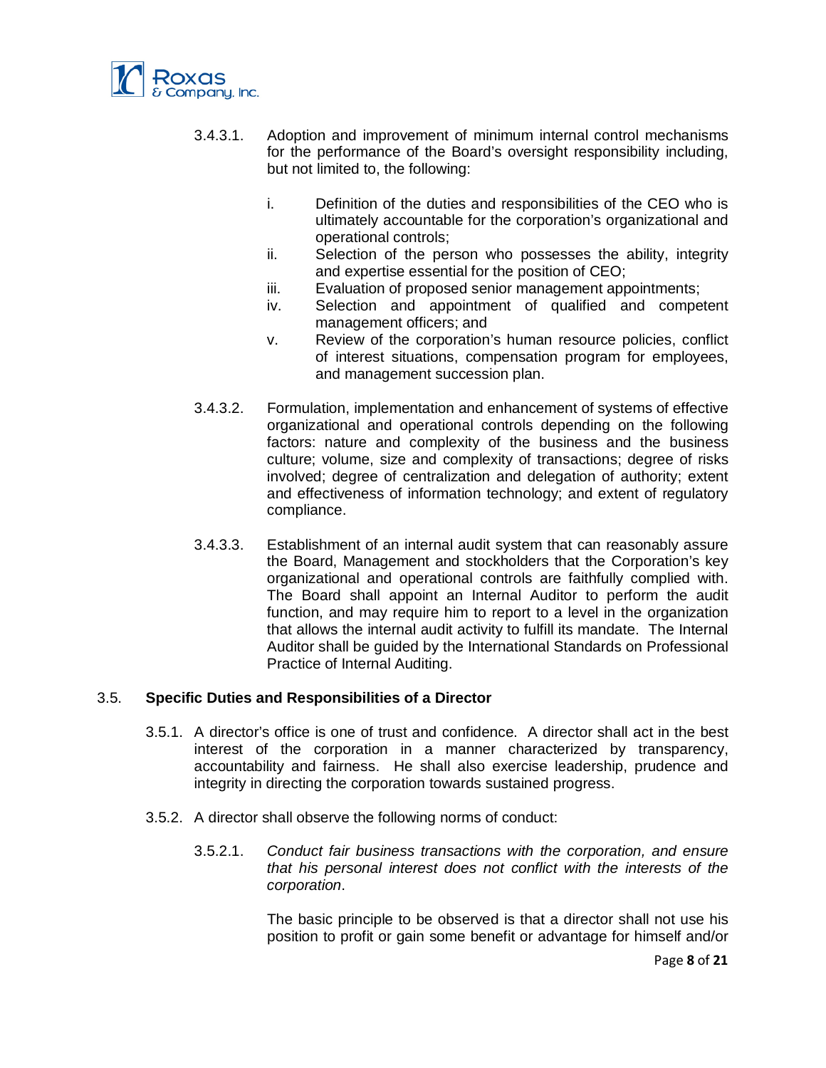3.4.3.1. Adoption and improvement of minimum internal control mechanisms for the performance of the Board's oversight responsibility including, but not limited to, the following:

i. Definition of the duties and responsibilities of the CEO who is ultimately accountable for the corporation's organizational and operational controls;
ii. Selection of the person who possesses the ability, integrity and expertise essential for the position of CEO;
iii. Evaluation of proposed senior management appointments;
iv. Selection and appointment of qualified and competent management officers; and
v. Review of the corporation's human resource policies, conflict of interest situations, compensation program for employees, and management succession plan.

3.4.3.2. Formulation, implementation and enhancement of systems of effective organizational and operational controls depending on the following factors: nature and complexity of the business and the business culture; volume, size and complexity of transactions; degree of risks involved; degree of centralization and delegation of authority; extent and effectiveness of information technology; and extent of regulatory compliance.

3.4.3.3. Establishment of an internal audit system that can reasonably assure the Board, Management and stockholders that the Corporation's key organizational and operational controls are faithfully complied with. The Board shall appoint an Internal Auditor to perform the audit function, and may require him to report to a level in the organization that allows the internal audit activity to fulfill its mandate. The Internal Auditor shall be guided by the International Standards on Professional Practice of Internal Auditing.

### 3.5. Specific Duties and Responsibilities of a Director

3.5.1. A director's office is one of trust and confidence. A director shall act in the best interest of the corporation in a manner characterized by transparency, accountability and fairness. He shall also exercise leadership, prudence and integrity in directing the corporation towards sustained progress.

3.5.2. A director shall observe the following norms of conduct:

3.5.2.1. *Conduct fair business transactions with the corporation, and ensure that his personal interest does not conflict with the interests of the corporation*.

The basic principle to be observed is that a director shall not use his position to profit or gain some benefit or advantage for himself and/or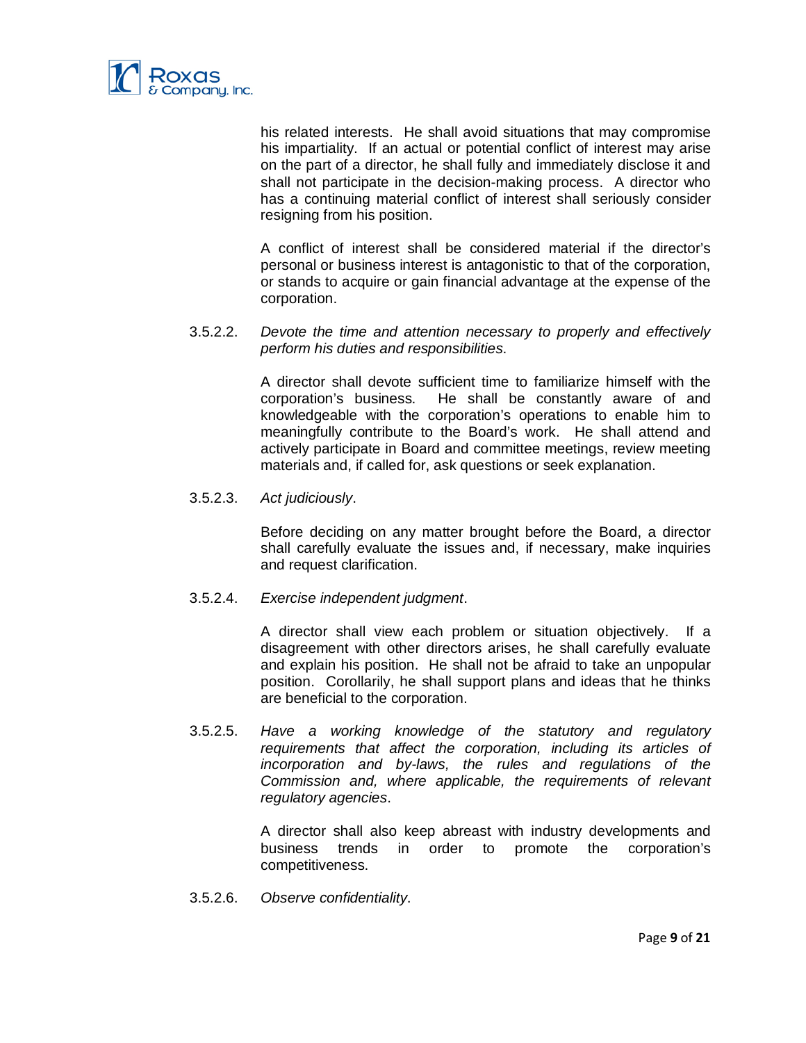his related interests. He shall avoid situations that may compromise his impartiality. If an actual or potential conflict of interest may arise on the part of a director, he shall fully and immediately disclose it and shall not participate in the decision-making process. A director who has a continuing material conflict of interest shall seriously consider resigning from his position.

A conflict of interest shall be considered material if the director's personal or business interest is antagonistic to that of the corporation, or stands to acquire or gain financial advantage at the expense of the corporation.

3.5.2.2. *Devote the time and attention necessary to properly and effectively perform his duties and responsibilities*.

A director shall devote sufficient time to familiarize himself with the corporation's business. He shall be constantly aware of and knowledgeable with the corporation's operations to enable him to meaningfully contribute to the Board's work. He shall attend and actively participate in Board and committee meetings, review meeting materials and, if called for, ask questions or seek explanation.

3.5.2.3. *Act judiciously*.

Before deciding on any matter brought before the Board, a director shall carefully evaluate the issues and, if necessary, make inquiries and request clarification.

3.5.2.4. *Exercise independent judgment*.

A director shall view each problem or situation objectively. If a disagreement with other directors arises, he shall carefully evaluate and explain his position. He shall not be afraid to take an unpopular position. Corollarily, he shall support plans and ideas that he thinks are beneficial to the corporation.

3.5.2.5. *Have a working knowledge of the statutory and regulatory requirements that affect the corporation, including its articles of incorporation and by-laws, the rules and regulations of the Commission and, where applicable, the requirements of relevant regulatory agencies*.

A director shall also keep abreast with industry developments and business trends in order to promote the corporation's competitiveness.

3.5.2.6. *Observe confidentiality*.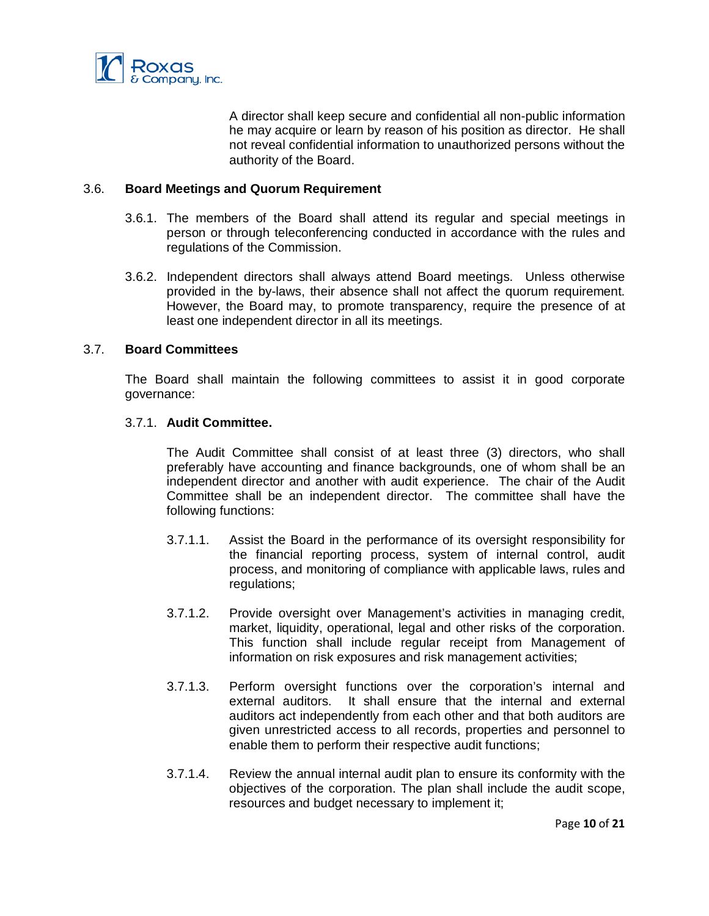A director shall keep secure and confidential all non-public information he may acquire or learn by reason of his position as director. He shall not reveal confidential information to unauthorized persons without the authority of the Board.

### 3.6. Board Meetings and Quorum Requirement

3.6.1. The members of the Board shall attend its regular and special meetings in person or through teleconferencing conducted in accordance with the rules and regulations of the Commission.

3.6.2. Independent directors shall always attend Board meetings. Unless otherwise provided in the by-laws, their absence shall not affect the quorum requirement. However, the Board may, to promote transparency, require the presence of at least one independent director in all its meetings.

### 3.7. Board Committees

The Board shall maintain the following committees to assist it in good corporate governance:

#### 3.7.1. Audit Committee.

The Audit Committee shall consist of at least three (3) directors, who shall preferably have accounting and finance backgrounds, one of whom shall be an independent director and another with audit experience. The chair of the Audit Committee shall be an independent director. The committee shall have the following functions:

3.7.1.1. Assist the Board in the performance of its oversight responsibility for the financial reporting process, system of internal control, audit process, and monitoring of compliance with applicable laws, rules and regulations;

3.7.1.2. Provide oversight over Management's activities in managing credit, market, liquidity, operational, legal and other risks of the corporation. This function shall include regular receipt from Management of information on risk exposures and risk management activities;

3.7.1.3. Perform oversight functions over the corporation's internal and external auditors. It shall ensure that the internal and external auditors act independently from each other and that both auditors are given unrestricted access to all records, properties and personnel to enable them to perform their respective audit functions;

3.7.1.4. Review the annual internal audit plan to ensure its conformity with the objectives of the corporation. The plan shall include the audit scope, resources and budget necessary to implement it;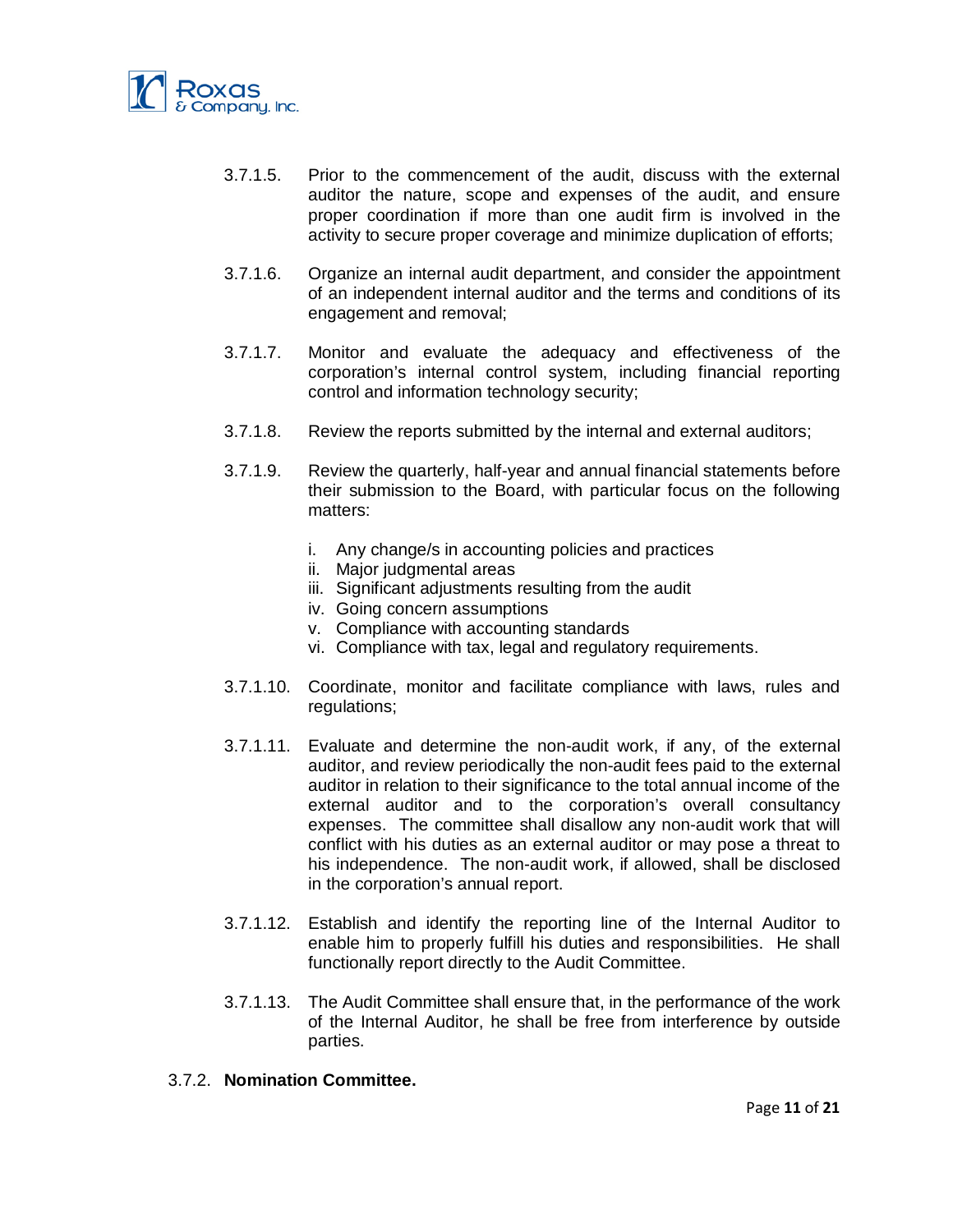3.7.1.5. Prior to the commencement of the audit, discuss with the external auditor the nature, scope and expenses of the audit, and ensure proper coordination if more than one audit firm is involved in the activity to secure proper coverage and minimize duplication of efforts;

3.7.1.6. Organize an internal audit department, and consider the appointment of an independent internal auditor and the terms and conditions of its engagement and removal;

3.7.1.7. Monitor and evaluate the adequacy and effectiveness of the corporation's internal control system, including financial reporting control and information technology security;

3.7.1.8. Review the reports submitted by the internal and external auditors;

3.7.1.9. Review the quarterly, half-year and annual financial statements before their submission to the Board, with particular focus on the following matters:

i. Any change/s in accounting policies and practices
ii. Major judgmental areas
iii. Significant adjustments resulting from the audit
iv. Going concern assumptions
v. Compliance with accounting standards
vi. Compliance with tax, legal and regulatory requirements.

3.7.1.10. Coordinate, monitor and facilitate compliance with laws, rules and regulations;

3.7.1.11. Evaluate and determine the non-audit work, if any, of the external auditor, and review periodically the non-audit fees paid to the external auditor in relation to their significance to the total annual income of the external auditor and to the corporation's overall consultancy expenses. The committee shall disallow any non-audit work that will conflict with his duties as an external auditor or may pose a threat to his independence. The non-audit work, if allowed, shall be disclosed in the corporation's annual report.

3.7.1.12. Establish and identify the reporting line of the Internal Auditor to enable him to properly fulfill his duties and responsibilities. He shall functionally report directly to the Audit Committee.

3.7.1.13. The Audit Committee shall ensure that, in the performance of the work of the Internal Auditor, he shall be free from interference by outside parties.

3.7.2. **Nomination Committee.**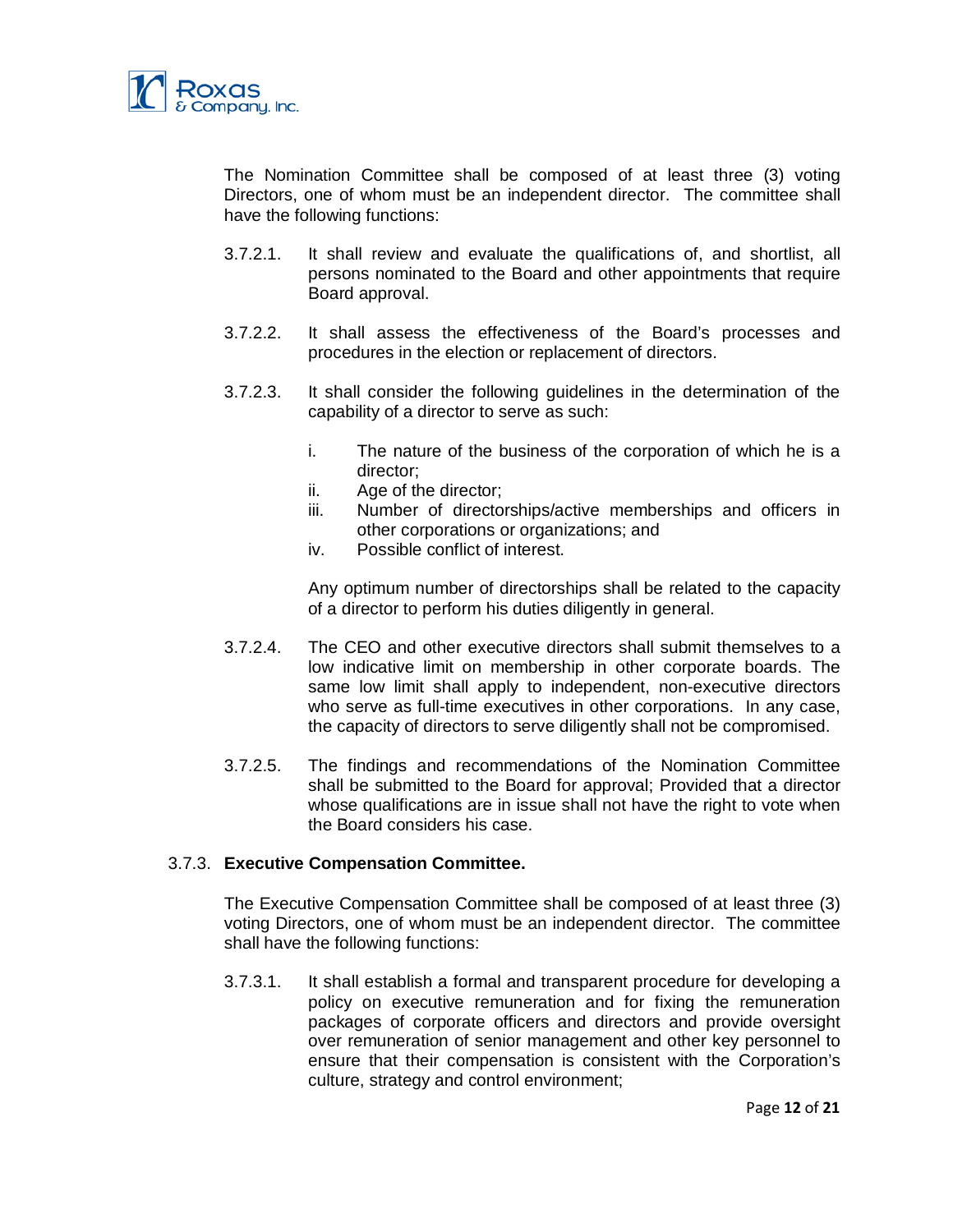The Nomination Committee shall be composed of at least three (3) voting Directors, one of whom must be an independent director. The committee shall have the following functions:

3.7.2.1. It shall review and evaluate the qualifications of, and shortlist, all persons nominated to the Board and other appointments that require Board approval.

3.7.2.2. It shall assess the effectiveness of the Board's processes and procedures in the election or replacement of directors.

3.7.2.3. It shall consider the following guidelines in the determination of the capability of a director to serve as such:

i. The nature of the business of the corporation of which he is a director;
ii. Age of the director;
iii. Number of directorships/active memberships and officers in other corporations or organizations; and
iv. Possible conflict of interest.

Any optimum number of directorships shall be related to the capacity of a director to perform his duties diligently in general.

3.7.2.4. The CEO and other executive directors shall submit themselves to a low indicative limit on membership in other corporate boards. The same low limit shall apply to independent, non-executive directors who serve as full-time executives in other corporations. In any case, the capacity of directors to serve diligently shall not be compromised.

3.7.2.5. The findings and recommendations of the Nomination Committee shall be submitted to the Board for approval; Provided that a director whose qualifications are in issue shall not have the right to vote when the Board considers his case.

### 3.7.3. **Executive Compensation Committee.**

The Executive Compensation Committee shall be composed of at least three (3) voting Directors, one of whom must be an independent director. The committee shall have the following functions:

3.7.3.1. It shall establish a formal and transparent procedure for developing a policy on executive remuneration and for fixing the remuneration packages of corporate officers and directors and provide oversight over remuneration of senior management and other key personnel to ensure that their compensation is consistent with the Corporation's culture, strategy and control environment;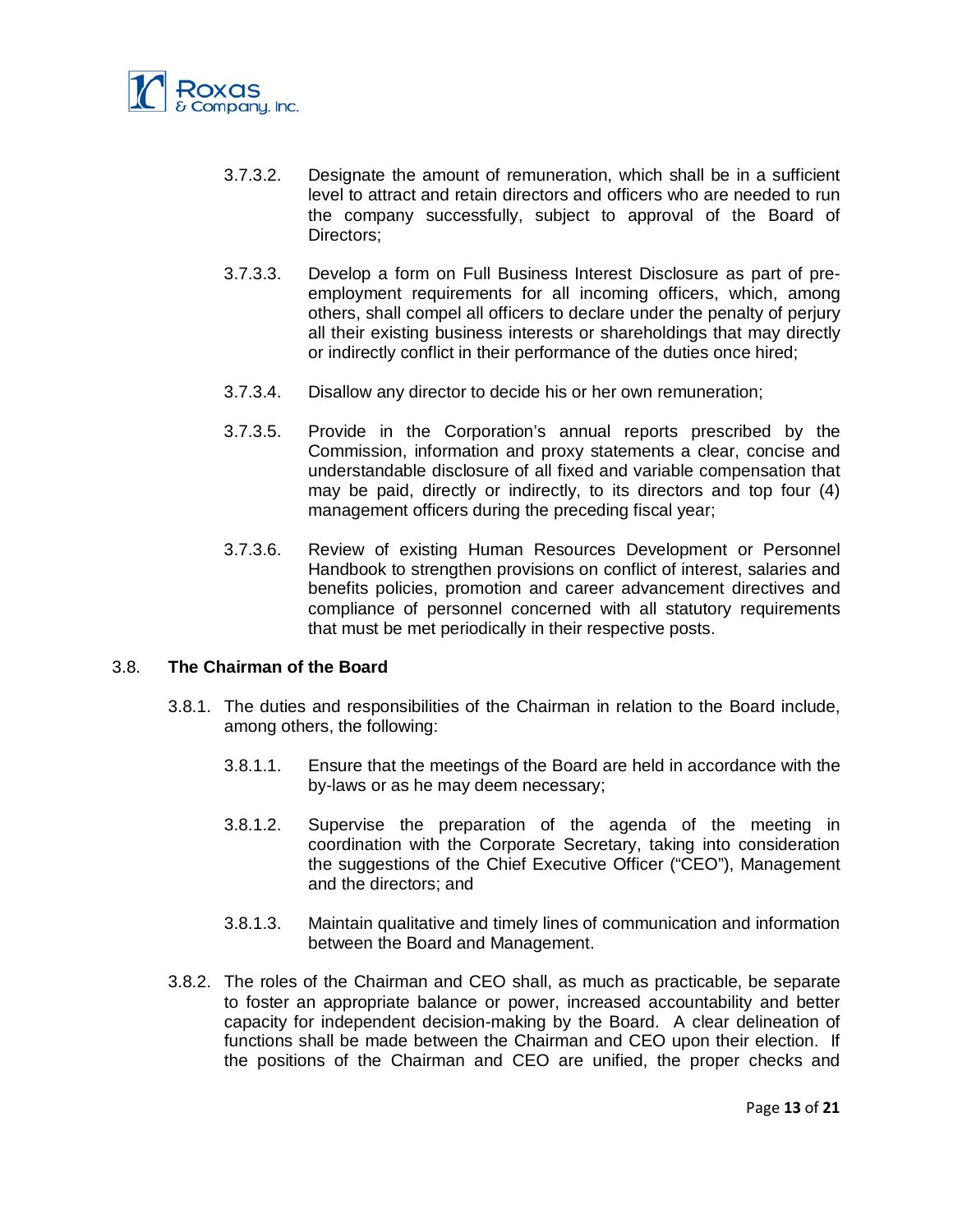3.7.3.2. Designate the amount of remuneration, which shall be in a sufficient level to attract and retain directors and officers who are needed to run the company successfully, subject to approval of the Board of Directors;

3.7.3.3. Develop a form on Full Business Interest Disclosure as part of pre-employment requirements for all incoming officers, which, among others, shall compel all officers to declare under the penalty of perjury all their existing business interests or shareholdings that may directly or indirectly conflict in their performance of the duties once hired;

3.7.3.4. Disallow any director to decide his or her own remuneration;

3.7.3.5. Provide in the Corporation's annual reports prescribed by the Commission, information and proxy statements a clear, concise and understandable disclosure of all fixed and variable compensation that may be paid, directly or indirectly, to its directors and top four (4) management officers during the preceding fiscal year;

3.7.3.6. Review of existing Human Resources Development or Personnel Handbook to strengthen provisions on conflict of interest, salaries and benefits policies, promotion and career advancement directives and compliance of personnel concerned with all statutory requirements that must be met periodically in their respective posts.

## 3.8. The Chairman of the Board

3.8.1. The duties and responsibilities of the Chairman in relation to the Board include, among others, the following:

3.8.1.1. Ensure that the meetings of the Board are held in accordance with the by-laws or as he may deem necessary;

3.8.1.2. Supervise the preparation of the agenda of the meeting in coordination with the Corporate Secretary, taking into consideration the suggestions of the Chief Executive Officer ("CEO"), Management and the directors; and

3.8.1.3. Maintain qualitative and timely lines of communication and information between the Board and Management.

3.8.2. The roles of the Chairman and CEO shall, as much as practicable, be separate to foster an appropriate balance or power, increased accountability and better capacity for independent decision-making by the Board. A clear delineation of functions shall be made between the Chairman and CEO upon their election. If the positions of the Chairman and CEO are unified, the proper checks and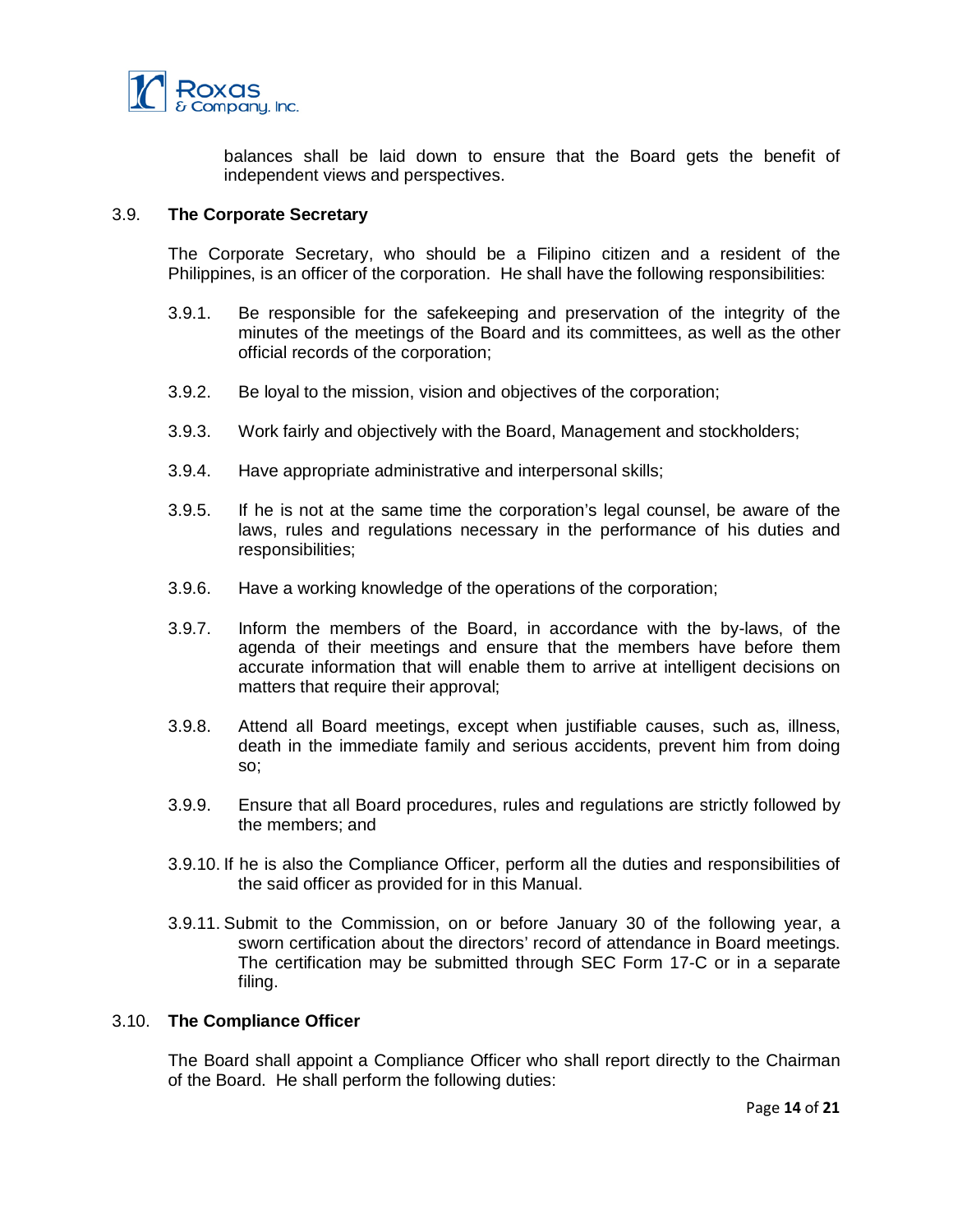balances shall be laid down to ensure that the Board gets the benefit of independent views and perspectives.

### 3.9. The Corporate Secretary

The Corporate Secretary, who should be a Filipino citizen and a resident of the Philippines, is an officer of the corporation. He shall have the following responsibilities:

3.9.1. Be responsible for the safekeeping and preservation of the integrity of the minutes of the meetings of the Board and its committees, as well as the other official records of the corporation;

3.9.2. Be loyal to the mission, vision and objectives of the corporation;

3.9.3. Work fairly and objectively with the Board, Management and stockholders;

3.9.4. Have appropriate administrative and interpersonal skills;

3.9.5. If he is not at the same time the corporation's legal counsel, be aware of the laws, rules and regulations necessary in the performance of his duties and responsibilities;

3.9.6. Have a working knowledge of the operations of the corporation;

3.9.7. Inform the members of the Board, in accordance with the by-laws, of the agenda of their meetings and ensure that the members have before them accurate information that will enable them to arrive at intelligent decisions on matters that require their approval;

3.9.8. Attend all Board meetings, except when justifiable causes, such as, illness, death in the immediate family and serious accidents, prevent him from doing so;

3.9.9. Ensure that all Board procedures, rules and regulations are strictly followed by the members; and

3.9.10. If he is also the Compliance Officer, perform all the duties and responsibilities of the said officer as provided for in this Manual.

3.9.11. Submit to the Commission, on or before January 30 of the following year, a sworn certification about the directors' record of attendance in Board meetings. The certification may be submitted through SEC Form 17-C or in a separate filing.

### 3.10. The Compliance Officer

The Board shall appoint a Compliance Officer who shall report directly to the Chairman of the Board. He shall perform the following duties: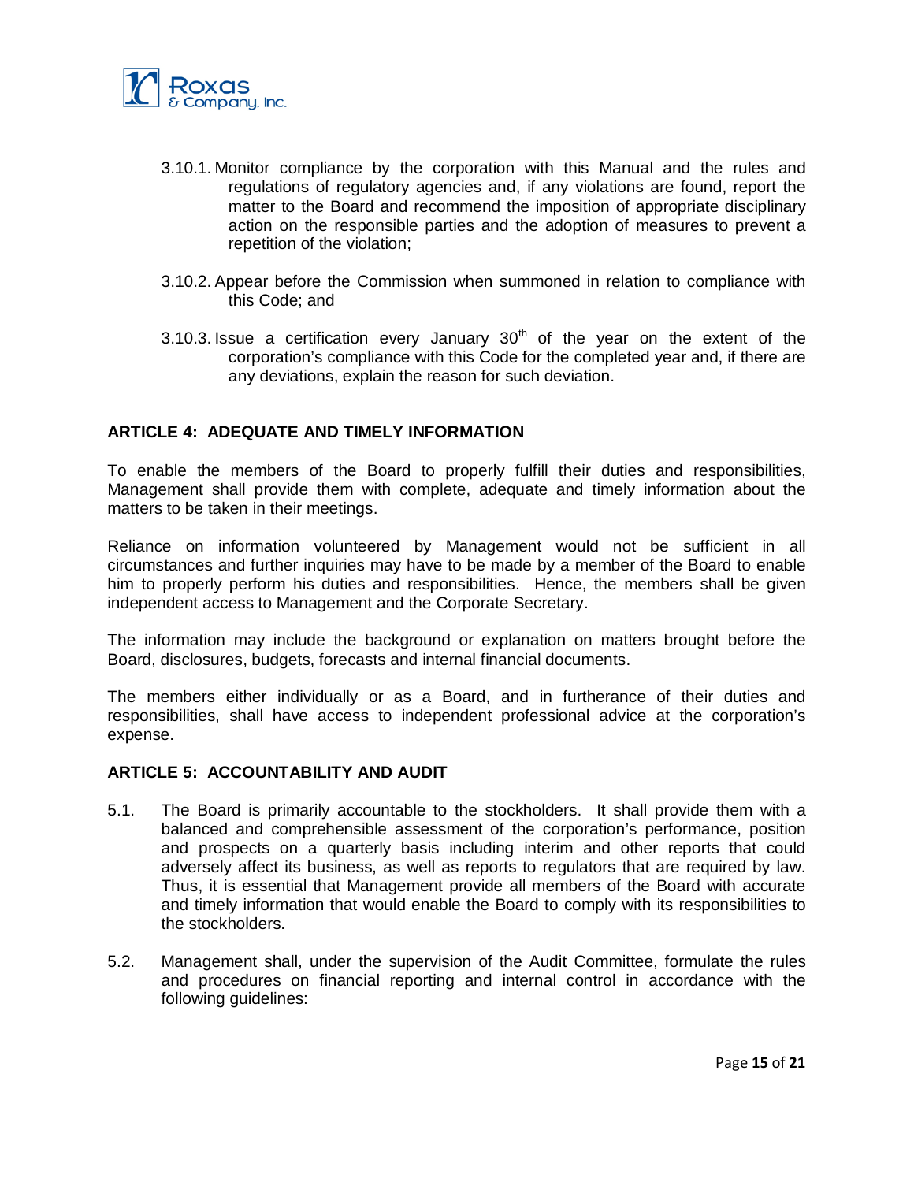3.10.1. Monitor compliance by the corporation with this Manual and the rules and regulations of regulatory agencies and, if any violations are found, report the matter to the Board and recommend the imposition of appropriate disciplinary action on the responsible parties and the adoption of measures to prevent a repetition of the violation;

3.10.2. Appear before the Commission when summoned in relation to compliance with this Code; and

3.10.3. Issue a certification every January 30th of the year on the extent of the corporation's compliance with this Code for the completed year and, if there are any deviations, explain the reason for such deviation.

## ARTICLE 4: ADEQUATE AND TIMELY INFORMATION

To enable the members of the Board to properly fulfill their duties and responsibilities, Management shall provide them with complete, adequate and timely information about the matters to be taken in their meetings.

Reliance on information volunteered by Management would not be sufficient in all circumstances and further inquiries may have to be made by a member of the Board to enable him to properly perform his duties and responsibilities. Hence, the members shall be given independent access to Management and the Corporate Secretary.

The information may include the background or explanation on matters brought before the Board, disclosures, budgets, forecasts and internal financial documents.

The members either individually or as a Board, and in furtherance of their duties and responsibilities, shall have access to independent professional advice at the corporation's expense.

## ARTICLE 5: ACCOUNTABILITY AND AUDIT

5.1. The Board is primarily accountable to the stockholders. It shall provide them with a balanced and comprehensible assessment of the corporation's performance, position and prospects on a quarterly basis including interim and other reports that could adversely affect its business, as well as reports to regulators that are required by law. Thus, it is essential that Management provide all members of the Board with accurate and timely information that would enable the Board to comply with its responsibilities to the stockholders.

5.2. Management shall, under the supervision of the Audit Committee, formulate the rules and procedures on financial reporting and internal control in accordance with the following guidelines: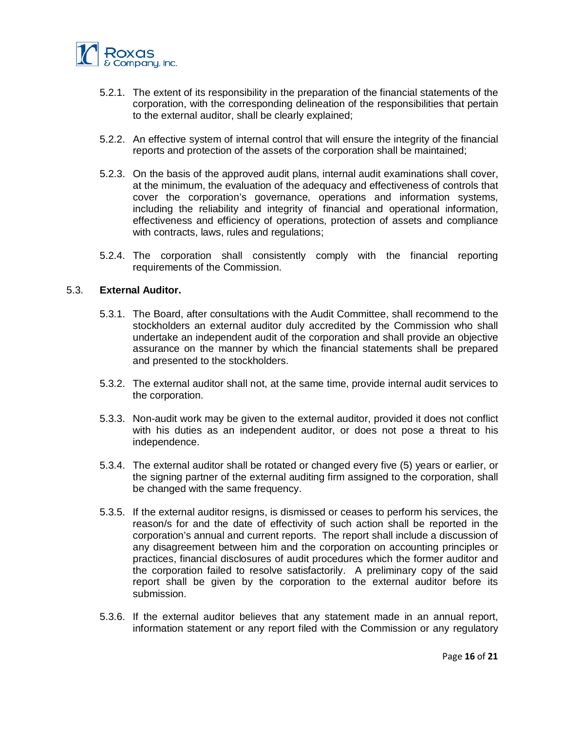5.2.1. The extent of its responsibility in the preparation of the financial statements of the corporation, with the corresponding delineation of the responsibilities that pertain to the external auditor, shall be clearly explained;

5.2.2. An effective system of internal control that will ensure the integrity of the financial reports and protection of the assets of the corporation shall be maintained;

5.2.3. On the basis of the approved audit plans, internal audit examinations shall cover, at the minimum, the evaluation of the adequacy and effectiveness of controls that cover the corporation's governance, operations and information systems, including the reliability and integrity of financial and operational information, effectiveness and efficiency of operations, protection of assets and compliance with contracts, laws, rules and regulations;

5.2.4. The corporation shall consistently comply with the financial reporting requirements of the Commission.

5.3. **External Auditor.**

5.3.1. The Board, after consultations with the Audit Committee, shall recommend to the stockholders an external auditor duly accredited by the Commission who shall undertake an independent audit of the corporation and shall provide an objective assurance on the manner by which the financial statements shall be prepared and presented to the stockholders.

5.3.2. The external auditor shall not, at the same time, provide internal audit services to the corporation.

5.3.3. Non-audit work may be given to the external auditor, provided it does not conflict with his duties as an independent auditor, or does not pose a threat to his independence.

5.3.4. The external auditor shall be rotated or changed every five (5) years or earlier, or the signing partner of the external auditing firm assigned to the corporation, shall be changed with the same frequency.

5.3.5. If the external auditor resigns, is dismissed or ceases to perform his services, the reason/s for and the date of effectivity of such action shall be reported in the corporation's annual and current reports. The report shall include a discussion of any disagreement between him and the corporation on accounting principles or practices, financial disclosures of audit procedures which the former auditor and the corporation failed to resolve satisfactorily. A preliminary copy of the said report shall be given by the corporation to the external auditor before its submission.

5.3.6. If the external auditor believes that any statement made in an annual report, information statement or any report filed with the Commission or any regulatory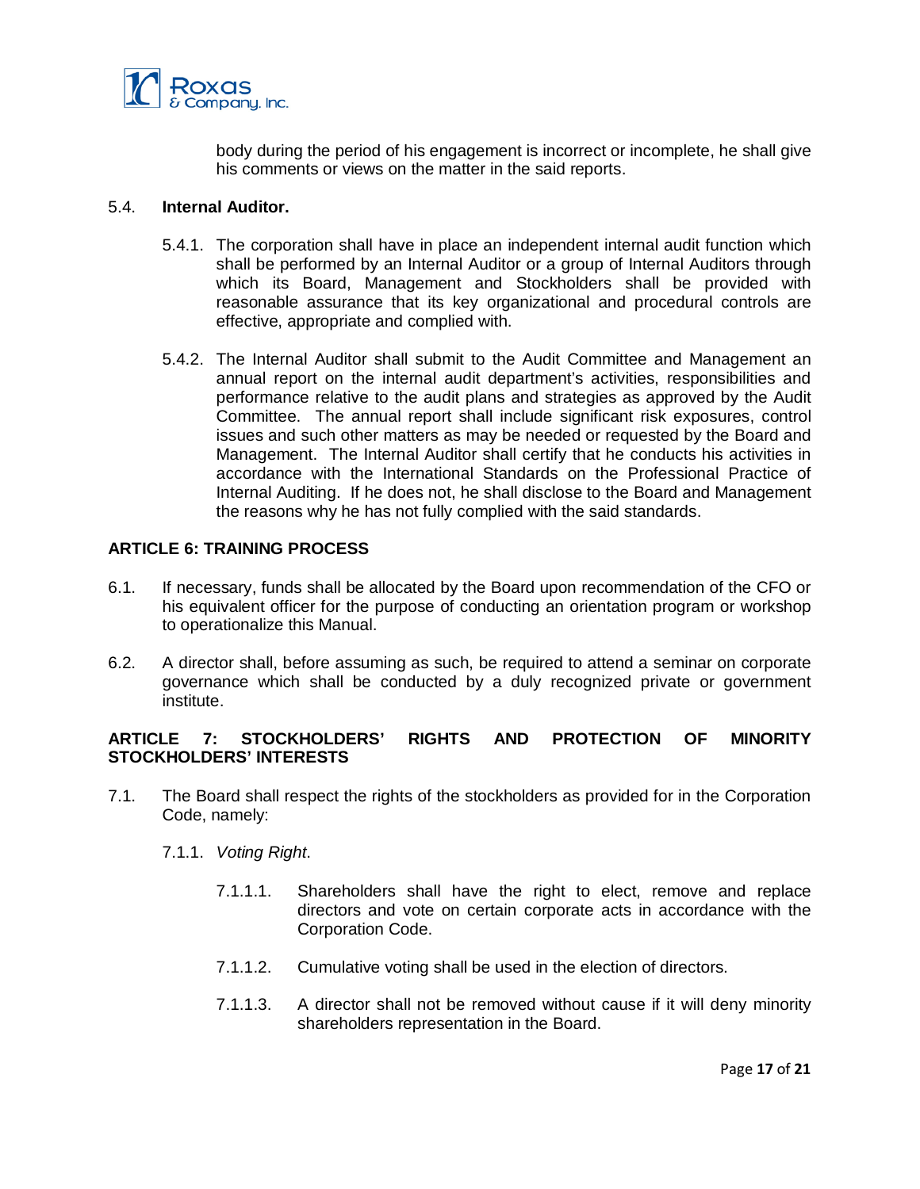body during the period of his engagement is incorrect or incomplete, he shall give his comments or views on the matter in the said reports.

5.4. **Internal Auditor.**

5.4.1. The corporation shall have in place an independent internal audit function which shall be performed by an Internal Auditor or a group of Internal Auditors through which its Board, Management and Stockholders shall be provided with reasonable assurance that its key organizational and procedural controls are effective, appropriate and complied with.

5.4.2. The Internal Auditor shall submit to the Audit Committee and Management an annual report on the internal audit department's activities, responsibilities and performance relative to the audit plans and strategies as approved by the Audit Committee. The annual report shall include significant risk exposures, control issues and such other matters as may be needed or requested by the Board and Management. The Internal Auditor shall certify that he conducts his activities in accordance with the International Standards on the Professional Practice of Internal Auditing. If he does not, he shall disclose to the Board and Management the reasons why he has not fully complied with the said standards.

## ARTICLE 6: TRAINING PROCESS

6.1. If necessary, funds shall be allocated by the Board upon recommendation of the CFO or his equivalent officer for the purpose of conducting an orientation program or workshop to operationalize this Manual.

6.2. A director shall, before assuming as such, be required to attend a seminar on corporate governance which shall be conducted by a duly recognized private or government institute.

## ARTICLE 7: STOCKHOLDERS' RIGHTS AND PROTECTION OF MINORITY STOCKHOLDERS' INTERESTS

7.1. The Board shall respect the rights of the stockholders as provided for in the Corporation Code, namely:

7.1.1. *Voting Right*.

7.1.1.1. Shareholders shall have the right to elect, remove and replace directors and vote on certain corporate acts in accordance with the Corporation Code.

7.1.1.2. Cumulative voting shall be used in the election of directors.

7.1.1.3. A director shall not be removed without cause if it will deny minority shareholders representation in the Board.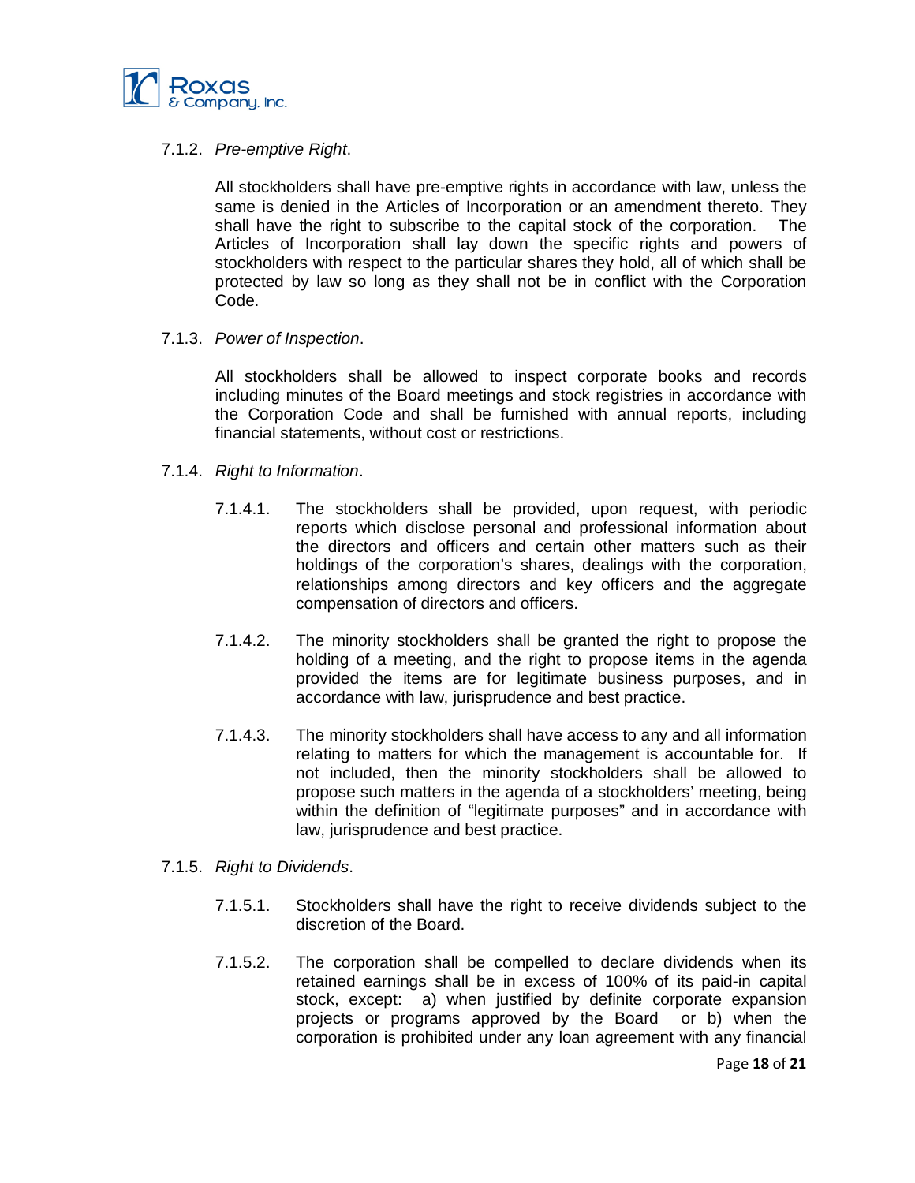7.1.2. *Pre-emptive Right*.

All stockholders shall have pre-emptive rights in accordance with law, unless the same is denied in the Articles of Incorporation or an amendment thereto. They shall have the right to subscribe to the capital stock of the corporation. The Articles of Incorporation shall lay down the specific rights and powers of stockholders with respect to the particular shares they hold, all of which shall be protected by law so long as they shall not be in conflict with the Corporation Code.

7.1.3. *Power of Inspection*.

All stockholders shall be allowed to inspect corporate books and records including minutes of the Board meetings and stock registries in accordance with the Corporation Code and shall be furnished with annual reports, including financial statements, without cost or restrictions.

7.1.4. *Right to Information*.

7.1.4.1. The stockholders shall be provided, upon request, with periodic reports which disclose personal and professional information about the directors and officers and certain other matters such as their holdings of the corporation's shares, dealings with the corporation, relationships among directors and key officers and the aggregate compensation of directors and officers.

7.1.4.2. The minority stockholders shall be granted the right to propose the holding of a meeting, and the right to propose items in the agenda provided the items are for legitimate business purposes, and in accordance with law, jurisprudence and best practice.

7.1.4.3. The minority stockholders shall have access to any and all information relating to matters for which the management is accountable for. If not included, then the minority stockholders shall be allowed to propose such matters in the agenda of a stockholders' meeting, being within the definition of "legitimate purposes" and in accordance with law, jurisprudence and best practice.

7.1.5. *Right to Dividends*.

7.1.5.1. Stockholders shall have the right to receive dividends subject to the discretion of the Board.

7.1.5.2. The corporation shall be compelled to declare dividends when its retained earnings shall be in excess of 100% of its paid-in capital stock, except: a) when justified by definite corporate expansion projects or programs approved by the Board or b) when the corporation is prohibited under any loan agreement with any financial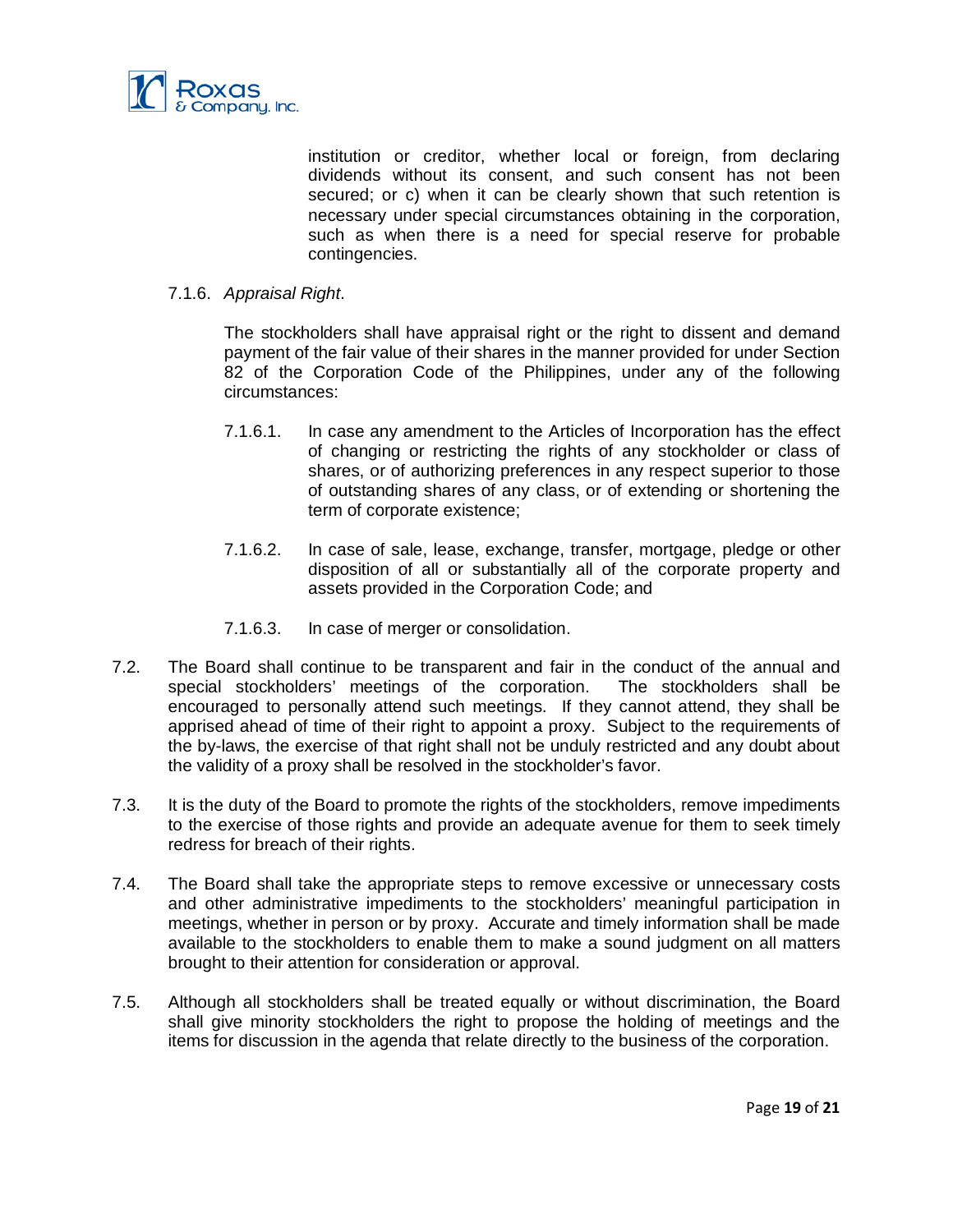institution or creditor, whether local or foreign, from declaring dividends without its consent, and such consent has not been secured; or c) when it can be clearly shown that such retention is necessary under special circumstances obtaining in the corporation, such as when there is a need for special reserve for probable contingencies.

7.1.6. *Appraisal Right*.

The stockholders shall have appraisal right or the right to dissent and demand payment of the fair value of their shares in the manner provided for under Section 82 of the Corporation Code of the Philippines, under any of the following circumstances:

7.1.6.1. In case any amendment to the Articles of Incorporation has the effect of changing or restricting the rights of any stockholder or class of shares, or of authorizing preferences in any respect superior to those of outstanding shares of any class, or of extending or shortening the term of corporate existence;

7.1.6.2. In case of sale, lease, exchange, transfer, mortgage, pledge or other disposition of all or substantially all of the corporate property and assets provided in the Corporation Code; and

7.1.6.3. In case of merger or consolidation.

7.2. The Board shall continue to be transparent and fair in the conduct of the annual and special stockholders' meetings of the corporation. The stockholders shall be encouraged to personally attend such meetings. If they cannot attend, they shall be apprised ahead of time of their right to appoint a proxy. Subject to the requirements of the by-laws, the exercise of that right shall not be unduly restricted and any doubt about the validity of a proxy shall be resolved in the stockholder's favor.

7.3. It is the duty of the Board to promote the rights of the stockholders, remove impediments to the exercise of those rights and provide an adequate avenue for them to seek timely redress for breach of their rights.

7.4. The Board shall take the appropriate steps to remove excessive or unnecessary costs and other administrative impediments to the stockholders' meaningful participation in meetings, whether in person or by proxy. Accurate and timely information shall be made available to the stockholders to enable them to make a sound judgment on all matters brought to their attention for consideration or approval.

7.5. Although all stockholders shall be treated equally or without discrimination, the Board shall give minority stockholders the right to propose the holding of meetings and the items for discussion in the agenda that relate directly to the business of the corporation.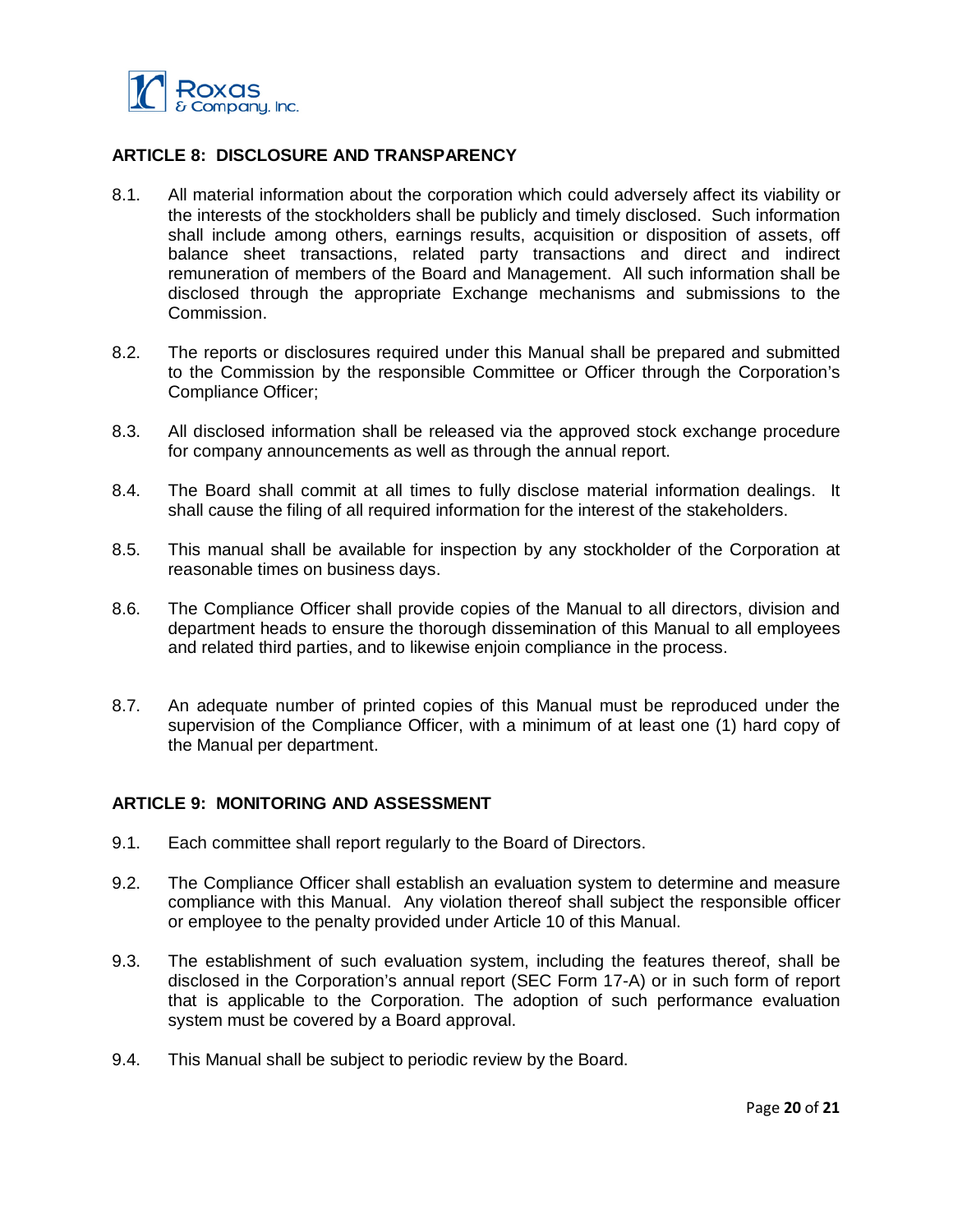## ARTICLE 8: DISCLOSURE AND TRANSPARENCY

8.1. All material information about the corporation which could adversely affect its viability or the interests of the stockholders shall be publicly and timely disclosed. Such information shall include among others, earnings results, acquisition or disposition of assets, off balance sheet transactions, related party transactions and direct and indirect remuneration of members of the Board and Management. All such information shall be disclosed through the appropriate Exchange mechanisms and submissions to the Commission.

8.2. The reports or disclosures required under this Manual shall be prepared and submitted to the Commission by the responsible Committee or Officer through the Corporation's Compliance Officer;

8.3. All disclosed information shall be released via the approved stock exchange procedure for company announcements as well as through the annual report.

8.4. The Board shall commit at all times to fully disclose material information dealings. It shall cause the filing of all required information for the interest of the stakeholders.

8.5. This manual shall be available for inspection by any stockholder of the Corporation at reasonable times on business days.

8.6. The Compliance Officer shall provide copies of the Manual to all directors, division and department heads to ensure the thorough dissemination of this Manual to all employees and related third parties, and to likewise enjoin compliance in the process.

8.7. An adequate number of printed copies of this Manual must be reproduced under the supervision of the Compliance Officer, with a minimum of at least one (1) hard copy of the Manual per department.

## ARTICLE 9: MONITORING AND ASSESSMENT

9.1. Each committee shall report regularly to the Board of Directors.

9.2. The Compliance Officer shall establish an evaluation system to determine and measure compliance with this Manual. Any violation thereof shall subject the responsible officer or employee to the penalty provided under Article 10 of this Manual.

9.3. The establishment of such evaluation system, including the features thereof, shall be disclosed in the Corporation's annual report (SEC Form 17-A) or in such form of report that is applicable to the Corporation. The adoption of such performance evaluation system must be covered by a Board approval.

9.4. This Manual shall be subject to periodic review by the Board.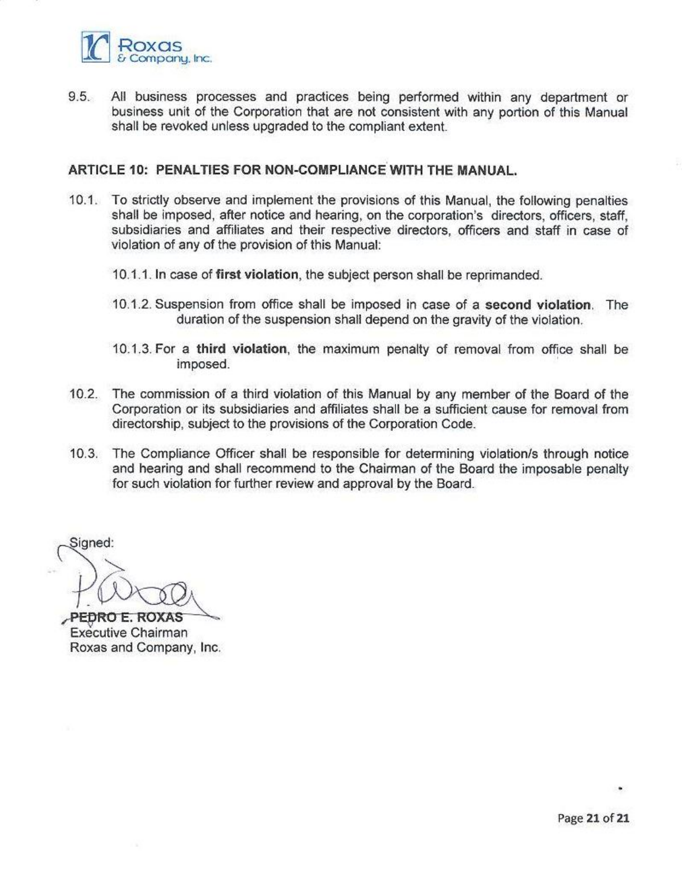9.5. All business processes and practices being performed within any department or business unit of the Corporation that are not consistent with any portion of this Manual shall be revoked unless upgraded to the compliant extent.

## ARTICLE 10: PENALTIES FOR NON-COMPLIANCE WITH THE MANUAL.

10.1. To strictly observe and implement the provisions of this Manual, the following penalties shall be imposed, after notice and hearing, on the corporation's directors, officers, staff, subsidiaries and affiliates and their respective directors, officers and staff in case of violation of any of the provision of this Manual:

10.1.1. In case of **first violation**, the subject person shall be reprimanded.

10.1.2. Suspension from office shall be imposed in case of a **second violation**. The duration of the suspension shall depend on the gravity of the violation.

10.1.3. For a **third violation**, the maximum penalty of removal from office shall be imposed.

10.2. The commission of a third violation of this Manual by any member of the Board of the Corporation or its subsidiaries and affiliates shall be a sufficient cause for removal from directorship, subject to the provisions of the Corporation Code.

10.3. The Compliance Officer shall be responsible for determining violation/s through notice and hearing and shall recommend to the Chairman of the Board the imposable penalty for such violation for further review and approval by the Board.

Signed:

**PEDRO E. ROXAS**
Executive Chairman
Roxas and Company, Inc.